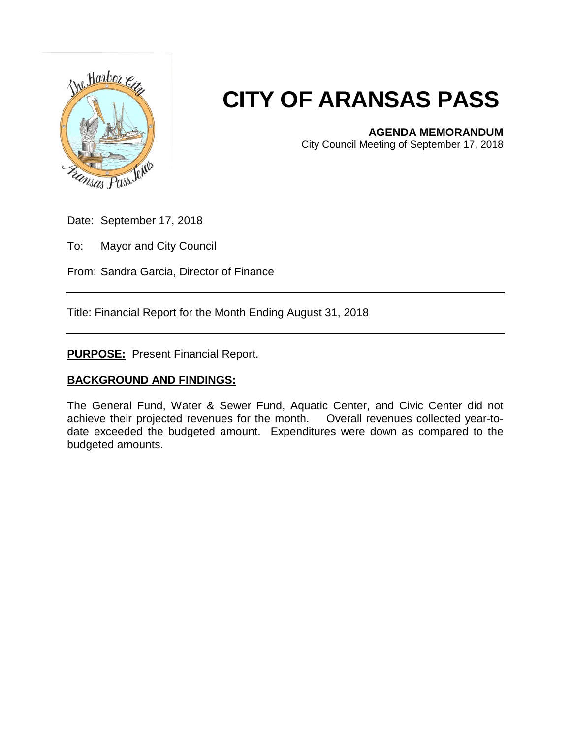# CITY OF ARANSAS PASS

**AGENDA MEMORANDUM**
City Council Meeting of September 17, 2018

Date: September 17, 2018

To: Mayor and City Council

From: Sandra Garcia, Director of Finance

---

Title: Financial Report for the Month Ending August 31, 2018

---

**PURPOSE:** Present Financial Report.

## BACKGROUND AND FINDINGS:

The General Fund, Water & Sewer Fund, Aquatic Center, and Civic Center did not achieve their projected revenues for the month. Overall revenues collected year-to-date exceeded the budgeted amount. Expenditures were down as compared to the budgeted amounts.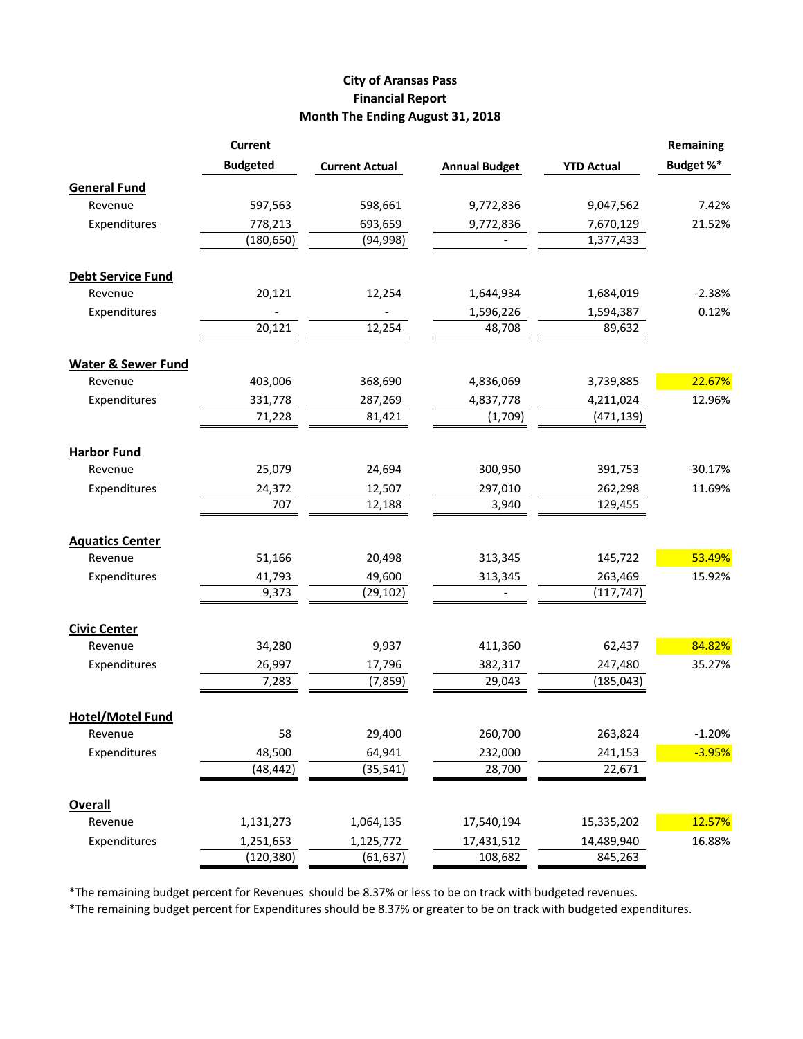**City of Aransas Pass**
**Financial Report**
**Month The Ending August 31, 2018**

| | Current Budgeted | Current Actual | Annual Budget | YTD Actual | Remaining Budget %* |
|---|---|---|---|---|---|
| **General Fund** | | | | | |
| Revenue | 597,563 | 598,661 | 9,772,836 | 9,047,562 | 7.42% |
| Expenditures | 778,213 | 693,659 | 9,772,836 | 7,670,129 | 21.52% |
| | (180,650) | (94,998) | - | 1,377,433 | |
| **Debt Service Fund** | | | | | |
| Revenue | 20,121 | 12,254 | 1,644,934 | 1,684,019 | -2.38% |
| Expenditures | - | - | 1,596,226 | 1,594,387 | 0.12% |
| | 20,121 | 12,254 | 48,708 | 89,632 | |
| **Water & Sewer Fund** | | | | | |
| Revenue | 403,006 | 368,690 | 4,836,069 | 3,739,885 | 22.67% |
| Expenditures | 331,778 | 287,269 | 4,837,778 | 4,211,024 | 12.96% |
| | 71,228 | 81,421 | (1,709) | (471,139) | |
| **Harbor Fund** | | | | | |
| Revenue | 25,079 | 24,694 | 300,950 | 391,753 | -30.17% |
| Expenditures | 24,372 | 12,507 | 297,010 | 262,298 | 11.69% |
| | 707 | 12,188 | 3,940 | 129,455 | |
| **Aquatics Center** | | | | | |
| Revenue | 51,166 | 20,498 | 313,345 | 145,722 | 53.49% |
| Expenditures | 41,793 | 49,600 | 313,345 | 263,469 | 15.92% |
| | 9,373 | (29,102) | - | (117,747) | |
| **Civic Center** | | | | | |
| Revenue | 34,280 | 9,937 | 411,360 | 62,437 | 84.82% |
| Expenditures | 26,997 | 17,796 | 382,317 | 247,480 | 35.27% |
| | 7,283 | (7,859) | 29,043 | (185,043) | |
| **Hotel/Motel Fund** | | | | | |
| Revenue | 58 | 29,400 | 260,700 | 263,824 | -1.20% |
| Expenditures | 48,500 | 64,941 | 232,000 | 241,153 | -3.95% |
| | (48,442) | (35,541) | 28,700 | 22,671 | |
| **Overall** | | | | | |
| Revenue | 1,131,273 | 1,064,135 | 17,540,194 | 15,335,202 | 12.57% |
| Expenditures | 1,251,653 | 1,125,772 | 17,431,512 | 14,489,940 | 16.88% |
| | (120,380) | (61,637) | 108,682 | 845,263 | |

*The remaining budget percent for Revenues should be 8.37% or less to be on track with budgeted revenues.

*The remaining budget percent for Expenditures should be 8.37% or greater to be on track with budgeted expenditures.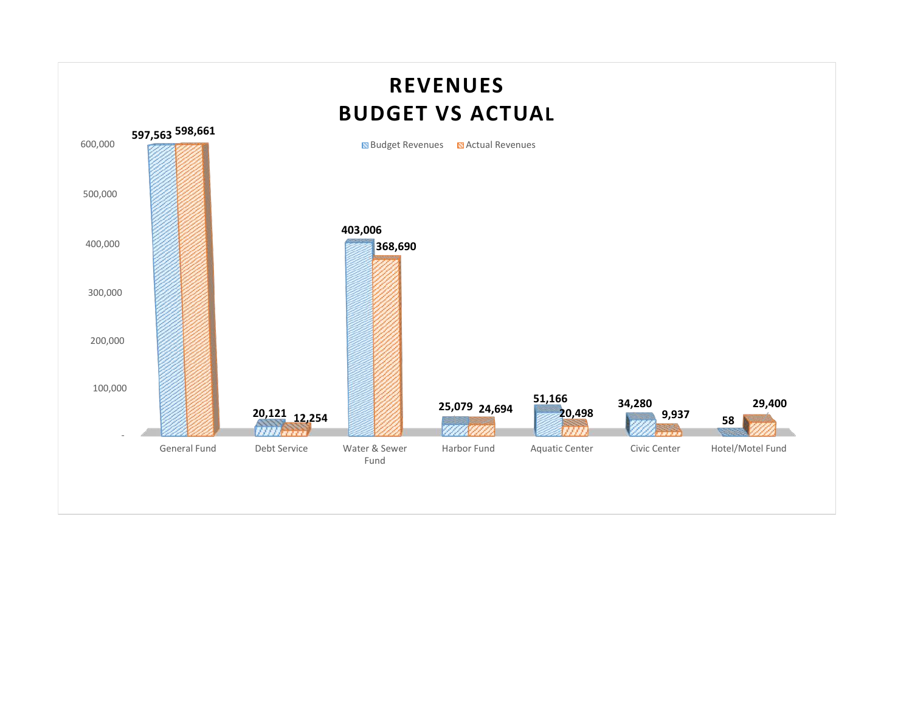# REVENUES
# BUDGET VS ACTUAL

| Fund | Budget Revenues | Actual Revenues |
| --- | --- | --- |
| General Fund | 597,563 | 598,661 |
| Debt Service | 20,121 | 12,254 |
| Water & Sewer Fund | 403,006 | 368,690 |
| Harbor Fund | 25,079 | 24,694 |
| Aquatic Center | 51,166 | 20,498 |
| Civic Center | 34,280 | 9,937 |
| Hotel/Motel Fund | 58 | 29,400 |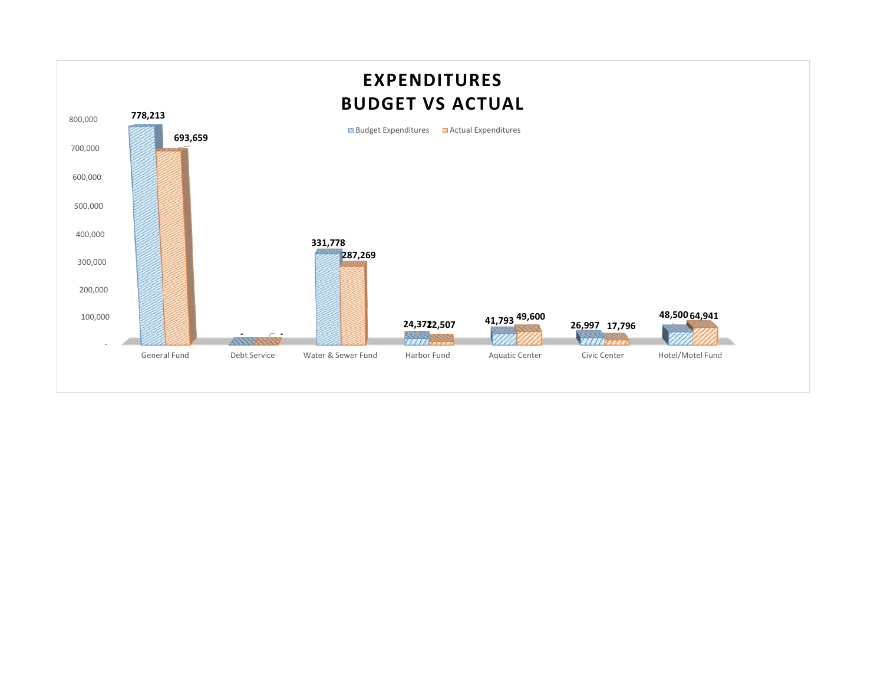# EXPENDITURES
# BUDGET VS ACTUAL

| Fund | Budget Expenditures | Actual Expenditures |
|---|---|---|
| General Fund | 778,213 | 693,659 |
| Debt Service | - | - |
| Water & Sewer Fund | 331,778 | 287,269 |
| Harbor Fund | 24,372 | 12,507 |
| Aquatic Center | 41,793 | 49,600 |
| Civic Center | 26,997 | 17,796 |
| Hotel/Motel Fund | 48,500 | 64,941 |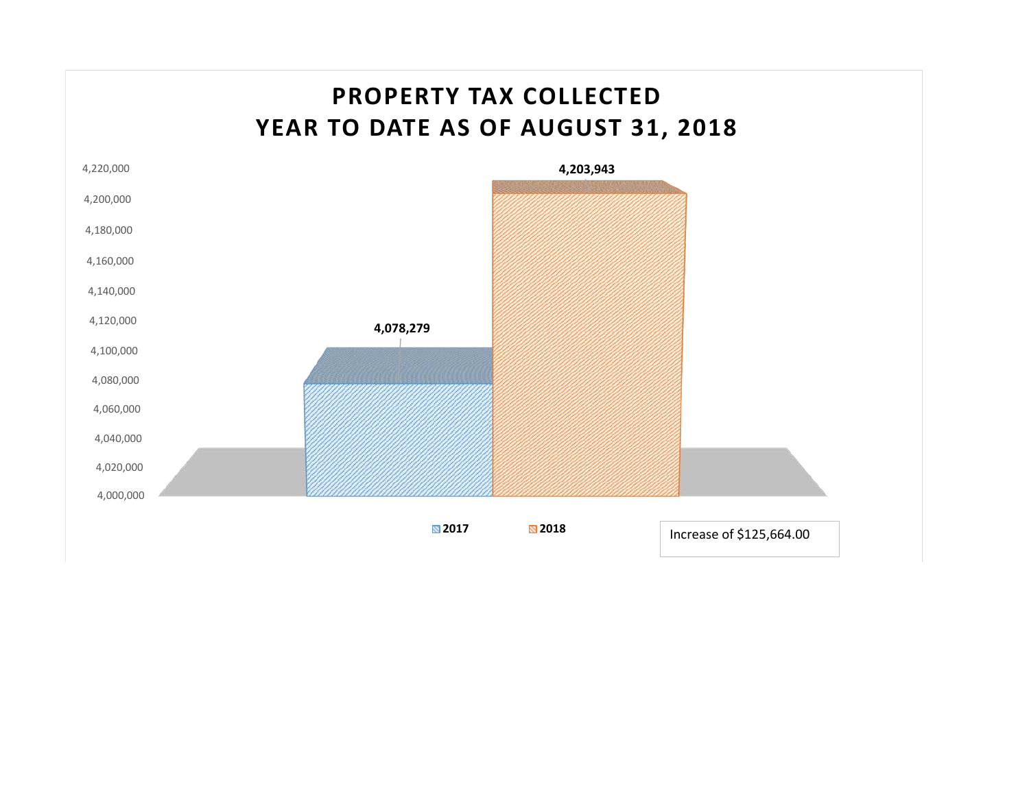# PROPERTY TAX COLLECTED
# YEAR TO DATE AS OF AUGUST 31, 2018

| Year | Property Tax Collected |
|---|---|
| 2017 | 4,078,279 |
| 2018 | 4,203,943 |

Increase of $125,664.00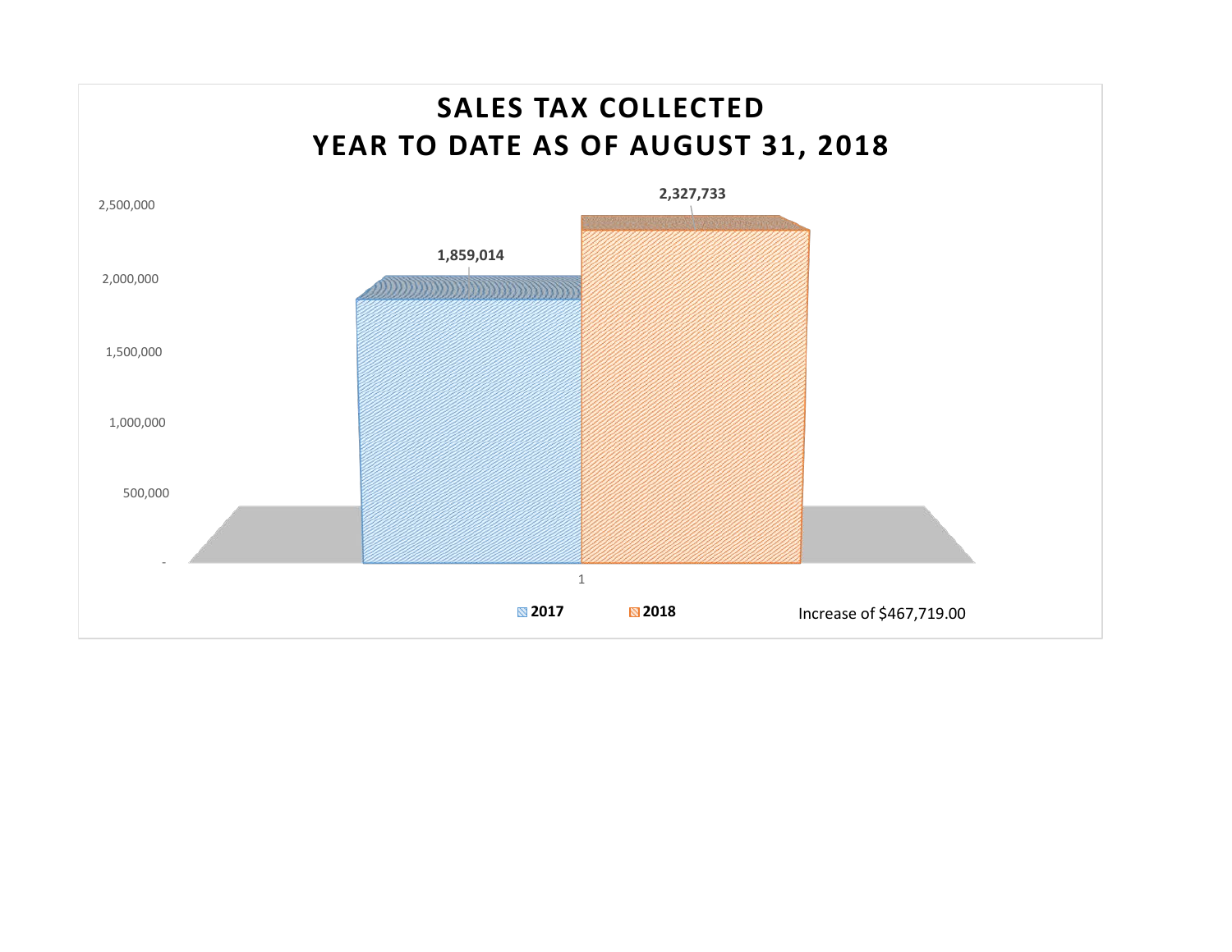# SALES TAX COLLECTED
# YEAR TO DATE AS OF AUGUST 31, 2018

2,500,000
2,000,000
1,500,000
1,000,000
500,000
-

1,859,014
2,327,733

1

2017
2018

Increase of $467,719.00